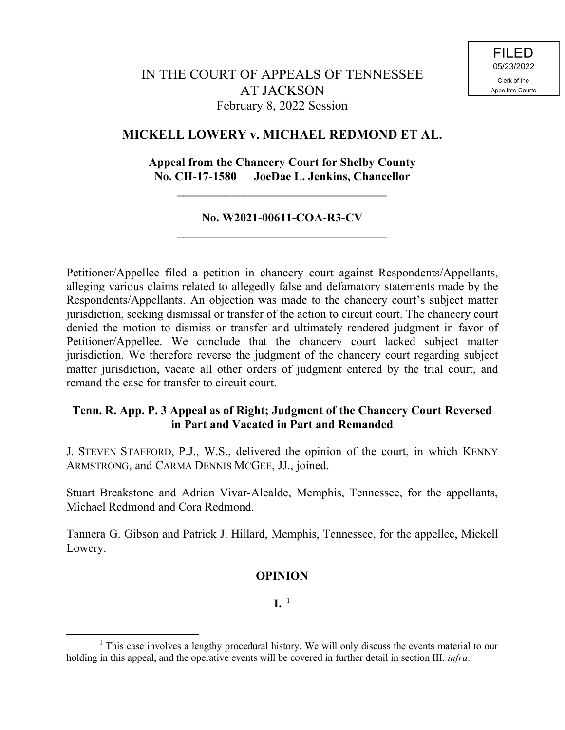FILED
05/23/2022
Clerk of the
Appellate Courts

# IN THE COURT OF APPEALS OF TENNESSEE AT JACKSON

February 8, 2022 Session

## MICKELL LOWERY v. MICHAEL REDMOND ET AL.

**Appeal from the Chancery Court for Shelby County**
**No. CH-17-1580 JoeDae L. Jenkins, Chancellor**

---

**No. W2021-00611-COA-R3-CV**

---

Petitioner/Appellee filed a petition in chancery court against Respondents/Appellants, alleging various claims related to allegedly false and defamatory statements made by the Respondents/Appellants. An objection was made to the chancery court's subject matter jurisdiction, seeking dismissal or transfer of the action to circuit court. The chancery court denied the motion to dismiss or transfer and ultimately rendered judgment in favor of Petitioner/Appellee. We conclude that the chancery court lacked subject matter jurisdiction. We therefore reverse the judgment of the chancery court regarding subject matter jurisdiction, vacate all other orders of judgment entered by the trial court, and remand the case for transfer to circuit court.

**Tenn. R. App. P. 3 Appeal as of Right; Judgment of the Chancery Court Reversed in Part and Vacated in Part and Remanded**

J. STEVEN STAFFORD, P.J., W.S., delivered the opinion of the court, in which KENNY ARMSTRONG, and CARMA DENNIS MCGEE, JJ., joined.

Stuart Breakstone and Adrian Vivar-Alcalde, Memphis, Tennessee, for the appellants, Michael Redmond and Cora Redmond.

Tannera G. Gibson and Patrick J. Hillard, Memphis, Tennessee, for the appellee, Mickell Lowery.

## OPINION

### I. [1]

---

[1] This case involves a lengthy procedural history. We will only discuss the events material to our holding in this appeal, and the operative events will be covered in further detail in section III, *infra*.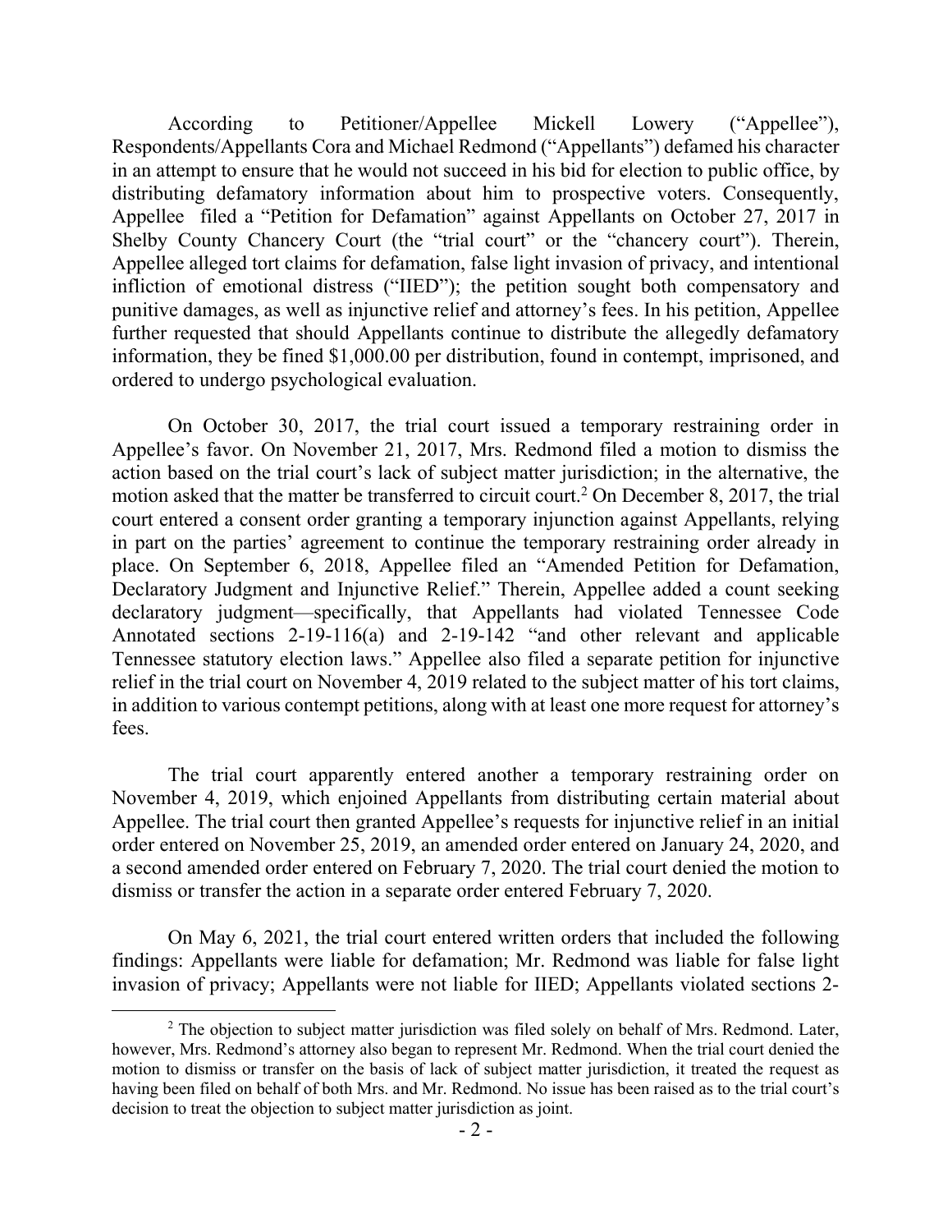According to Petitioner/Appellee Mickell Lowery ("Appellee"), Respondents/Appellants Cora and Michael Redmond ("Appellants") defamed his character in an attempt to ensure that he would not succeed in his bid for election to public office, by distributing defamatory information about him to prospective voters. Consequently, Appellee filed a "Petition for Defamation" against Appellants on October 27, 2017 in Shelby County Chancery Court (the "trial court" or the "chancery court"). Therein, Appellee alleged tort claims for defamation, false light invasion of privacy, and intentional infliction of emotional distress ("IIED"); the petition sought both compensatory and punitive damages, as well as injunctive relief and attorney's fees. In his petition, Appellee further requested that should Appellants continue to distribute the allegedly defamatory information, they be fined $1,000.00 per distribution, found in contempt, imprisoned, and ordered to undergo psychological evaluation.

On October 30, 2017, the trial court issued a temporary restraining order in Appellee's favor. On November 21, 2017, Mrs. Redmond filed a motion to dismiss the action based on the trial court's lack of subject matter jurisdiction; in the alternative, the motion asked that the matter be transferred to circuit court.[2] On December 8, 2017, the trial court entered a consent order granting a temporary injunction against Appellants, relying in part on the parties' agreement to continue the temporary restraining order already in place. On September 6, 2018, Appellee filed an "Amended Petition for Defamation, Declaratory Judgment and Injunctive Relief." Therein, Appellee added a count seeking declaratory judgment—specifically, that Appellants had violated Tennessee Code Annotated sections 2-19-116(a) and 2-19-142 "and other relevant and applicable Tennessee statutory election laws." Appellee also filed a separate petition for injunctive relief in the trial court on November 4, 2019 related to the subject matter of his tort claims, in addition to various contempt petitions, along with at least one more request for attorney's fees.

The trial court apparently entered another a temporary restraining order on November 4, 2019, which enjoined Appellants from distributing certain material about Appellee. The trial court then granted Appellee's requests for injunctive relief in an initial order entered on November 25, 2019, an amended order entered on January 24, 2020, and a second amended order entered on February 7, 2020. The trial court denied the motion to dismiss or transfer the action in a separate order entered February 7, 2020.

On May 6, 2021, the trial court entered written orders that included the following findings: Appellants were liable for defamation; Mr. Redmond was liable for false light invasion of privacy; Appellants were not liable for IIED; Appellants violated sections 2-

[2] The objection to subject matter jurisdiction was filed solely on behalf of Mrs. Redmond. Later, however, Mrs. Redmond's attorney also began to represent Mr. Redmond. When the trial court denied the motion to dismiss or transfer on the basis of lack of subject matter jurisdiction, it treated the request as having been filed on behalf of both Mrs. and Mr. Redmond. No issue has been raised as to the trial court's decision to treat the objection to subject matter jurisdiction as joint.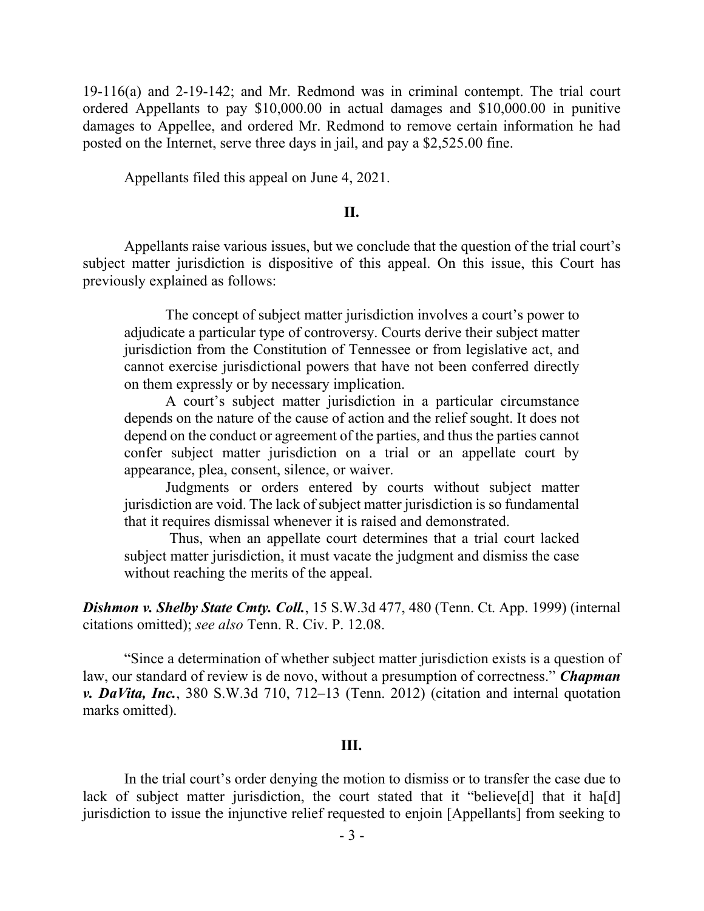19-116(a) and 2-19-142; and Mr. Redmond was in criminal contempt. The trial court ordered Appellants to pay $10,000.00 in actual damages and $10,000.00 in punitive damages to Appellee, and ordered Mr. Redmond to remove certain information he had posted on the Internet, serve three days in jail, and pay a $2,525.00 fine.

Appellants filed this appeal on June 4, 2021.

## II.

Appellants raise various issues, but we conclude that the question of the trial court's subject matter jurisdiction is dispositive of this appeal. On this issue, this Court has previously explained as follows:

> The concept of subject matter jurisdiction involves a court's power to adjudicate a particular type of controversy. Courts derive their subject matter jurisdiction from the Constitution of Tennessee or from legislative act, and cannot exercise jurisdictional powers that have not been conferred directly on them expressly or by necessary implication.
>
> A court's subject matter jurisdiction in a particular circumstance depends on the nature of the cause of action and the relief sought. It does not depend on the conduct or agreement of the parties, and thus the parties cannot confer subject matter jurisdiction on a trial or an appellate court by appearance, plea, consent, silence, or waiver.
>
> Judgments or orders entered by courts without subject matter jurisdiction are void. The lack of subject matter jurisdiction is so fundamental that it requires dismissal whenever it is raised and demonstrated.
>
> Thus, when an appellate court determines that a trial court lacked subject matter jurisdiction, it must vacate the judgment and dismiss the case without reaching the merits of the appeal.

***Dishmon v. Shelby State Cmty. Coll.***, 15 S.W.3d 477, 480 (Tenn. Ct. App. 1999) (internal citations omitted); *see also* Tenn. R. Civ. P. 12.08.

"Since a determination of whether subject matter jurisdiction exists is a question of law, our standard of review is de novo, without a presumption of correctness." ***Chapman v. DaVita, Inc.***, 380 S.W.3d 710, 712–13 (Tenn. 2012) (citation and internal quotation marks omitted).

## III.

In the trial court's order denying the motion to dismiss or to transfer the case due to lack of subject matter jurisdiction, the court stated that it "believe[d] that it ha[d] jurisdiction to issue the injunctive relief requested to enjoin [Appellants] from seeking to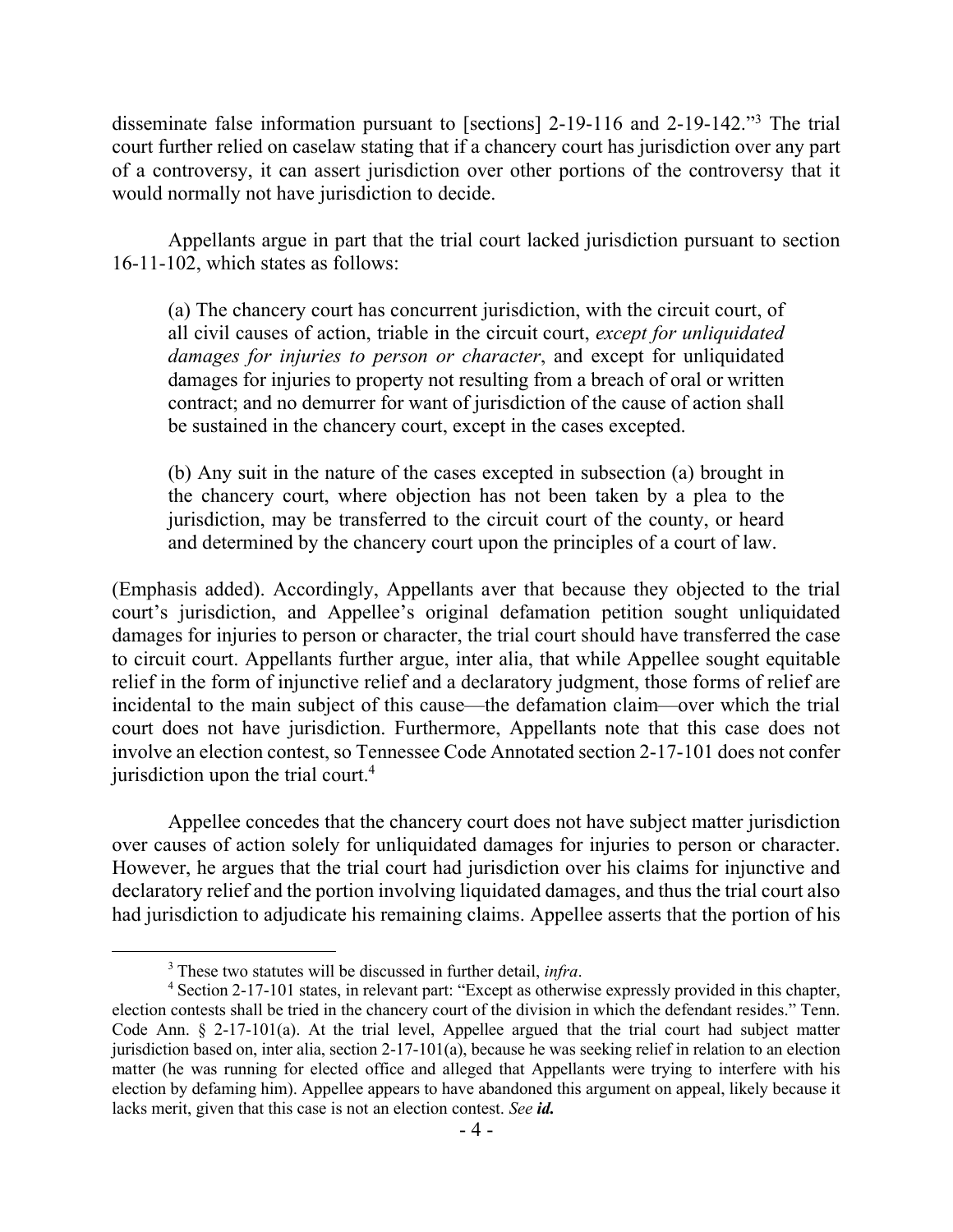disseminate false information pursuant to [sections] 2-19-116 and 2-19-142."[3] The trial court further relied on caselaw stating that if a chancery court has jurisdiction over any part of a controversy, it can assert jurisdiction over other portions of the controversy that it would normally not have jurisdiction to decide.

Appellants argue in part that the trial court lacked jurisdiction pursuant to section 16-11-102, which states as follows:

> (a) The chancery court has concurrent jurisdiction, with the circuit court, of all civil causes of action, triable in the circuit court, *except for unliquidated damages for injuries to person or character*, and except for unliquidated damages for injuries to property not resulting from a breach of oral or written contract; and no demurrer for want of jurisdiction of the cause of action shall be sustained in the chancery court, except in the cases excepted.
>
> (b) Any suit in the nature of the cases excepted in subsection (a) brought in the chancery court, where objection has not been taken by a plea to the jurisdiction, may be transferred to the circuit court of the county, or heard and determined by the chancery court upon the principles of a court of law.

(Emphasis added). Accordingly, Appellants aver that because they objected to the trial court's jurisdiction, and Appellee's original defamation petition sought unliquidated damages for injuries to person or character, the trial court should have transferred the case to circuit court. Appellants further argue, inter alia, that while Appellee sought equitable relief in the form of injunctive relief and a declaratory judgment, those forms of relief are incidental to the main subject of this cause—the defamation claim—over which the trial court does not have jurisdiction. Furthermore, Appellants note that this case does not involve an election contest, so Tennessee Code Annotated section 2-17-101 does not confer jurisdiction upon the trial court.[4]

Appellee concedes that the chancery court does not have subject matter jurisdiction over causes of action solely for unliquidated damages for injuries to person or character. However, he argues that the trial court had jurisdiction over his claims for injunctive and declaratory relief and the portion involving liquidated damages, and thus the trial court also had jurisdiction to adjudicate his remaining claims. Appellee asserts that the portion of his

---

[3] These two statutes will be discussed in further detail, *infra*.

[4] Section 2-17-101 states, in relevant part: "Except as otherwise expressly provided in this chapter, election contests shall be tried in the chancery court of the division in which the defendant resides." Tenn. Code Ann. § 2-17-101(a). At the trial level, Appellee argued that the trial court had subject matter jurisdiction based on, inter alia, section 2-17-101(a), because he was seeking relief in relation to an election matter (he was running for elected office and alleged that Appellants were trying to interfere with his election by defaming him). Appellee appears to have abandoned this argument on appeal, likely because it lacks merit, given that this case is not an election contest. *See **id.***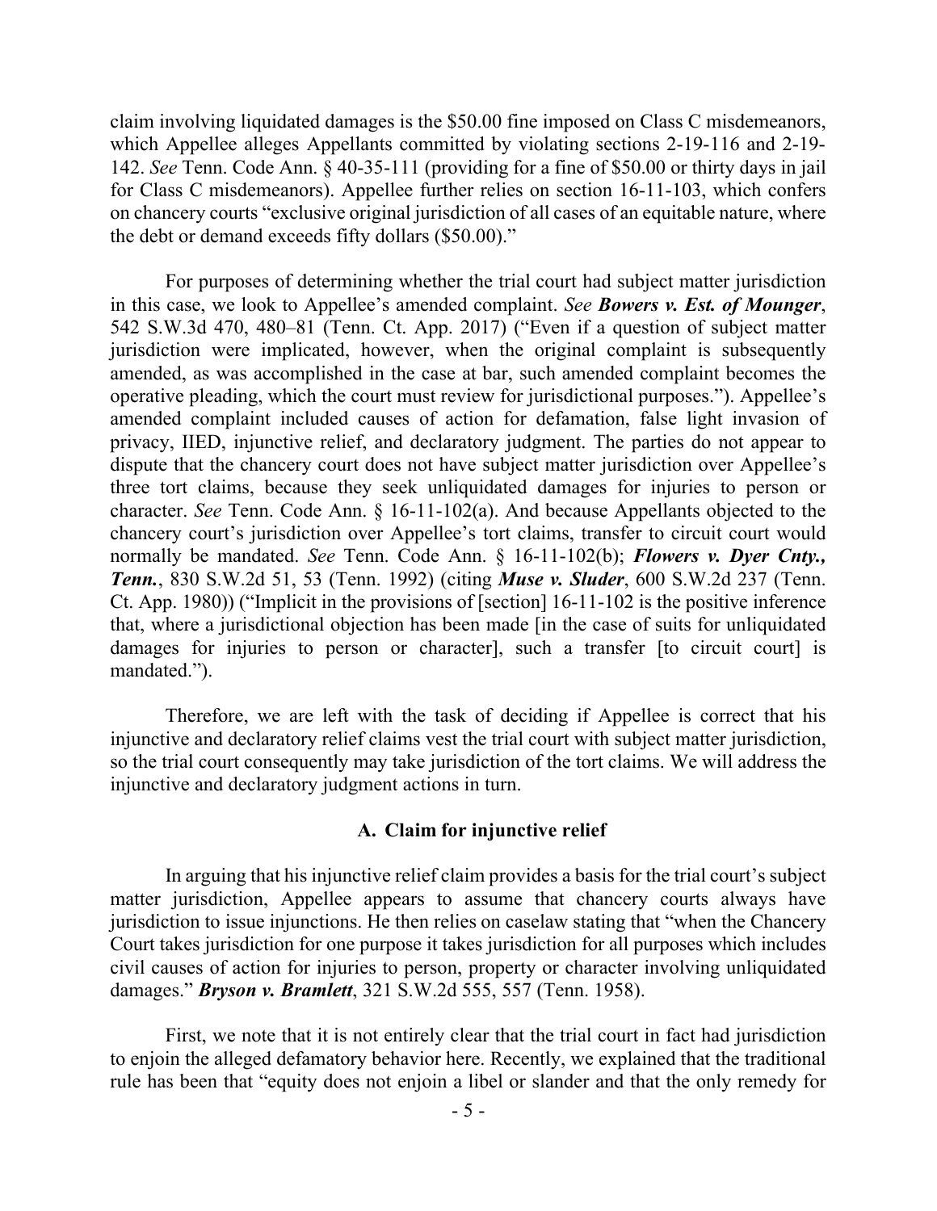claim involving liquidated damages is the $50.00 fine imposed on Class C misdemeanors, which Appellee alleges Appellants committed by violating sections 2-19-116 and 2-19-142. *See* Tenn. Code Ann. § 40-35-111 (providing for a fine of $50.00 or thirty days in jail for Class C misdemeanors). Appellee further relies on section 16-11-103, which confers on chancery courts "exclusive original jurisdiction of all cases of an equitable nature, where the debt or demand exceeds fifty dollars ($50.00)."

For purposes of determining whether the trial court had subject matter jurisdiction in this case, we look to Appellee's amended complaint. *See* ***Bowers v. Est. of Mounger***, 542 S.W.3d 470, 480–81 (Tenn. Ct. App. 2017) ("Even if a question of subject matter jurisdiction were implicated, however, when the original complaint is subsequently amended, as was accomplished in the case at bar, such amended complaint becomes the operative pleading, which the court must review for jurisdictional purposes."). Appellee's amended complaint included causes of action for defamation, false light invasion of privacy, IIED, injunctive relief, and declaratory judgment. The parties do not appear to dispute that the chancery court does not have subject matter jurisdiction over Appellee's three tort claims, because they seek unliquidated damages for injuries to person or character. *See* Tenn. Code Ann. § 16-11-102(a). And because Appellants objected to the chancery court's jurisdiction over Appellee's tort claims, transfer to circuit court would normally be mandated. *See* Tenn. Code Ann. § 16-11-102(b); ***Flowers v. Dyer Cnty., Tenn.***, 830 S.W.2d 51, 53 (Tenn. 1992) (citing ***Muse v. Sluder***, 600 S.W.2d 237 (Tenn. Ct. App. 1980)) ("Implicit in the provisions of [section] 16-11-102 is the positive inference that, where a jurisdictional objection has been made [in the case of suits for unliquidated damages for injuries to person or character], such a transfer [to circuit court] is mandated.").

Therefore, we are left with the task of deciding if Appellee is correct that his injunctive and declaratory relief claims vest the trial court with subject matter jurisdiction, so the trial court consequently may take jurisdiction of the tort claims. We will address the injunctive and declaratory judgment actions in turn.

### A. Claim for injunctive relief

In arguing that his injunctive relief claim provides a basis for the trial court's subject matter jurisdiction, Appellee appears to assume that chancery courts always have jurisdiction to issue injunctions. He then relies on caselaw stating that "when the Chancery Court takes jurisdiction for one purpose it takes jurisdiction for all purposes which includes civil causes of action for injuries to person, property or character involving unliquidated damages." ***Bryson v. Bramlett***, 321 S.W.2d 555, 557 (Tenn. 1958).

First, we note that it is not entirely clear that the trial court in fact had jurisdiction to enjoin the alleged defamatory behavior here. Recently, we explained that the traditional rule has been that "equity does not enjoin a libel or slander and that the only remedy for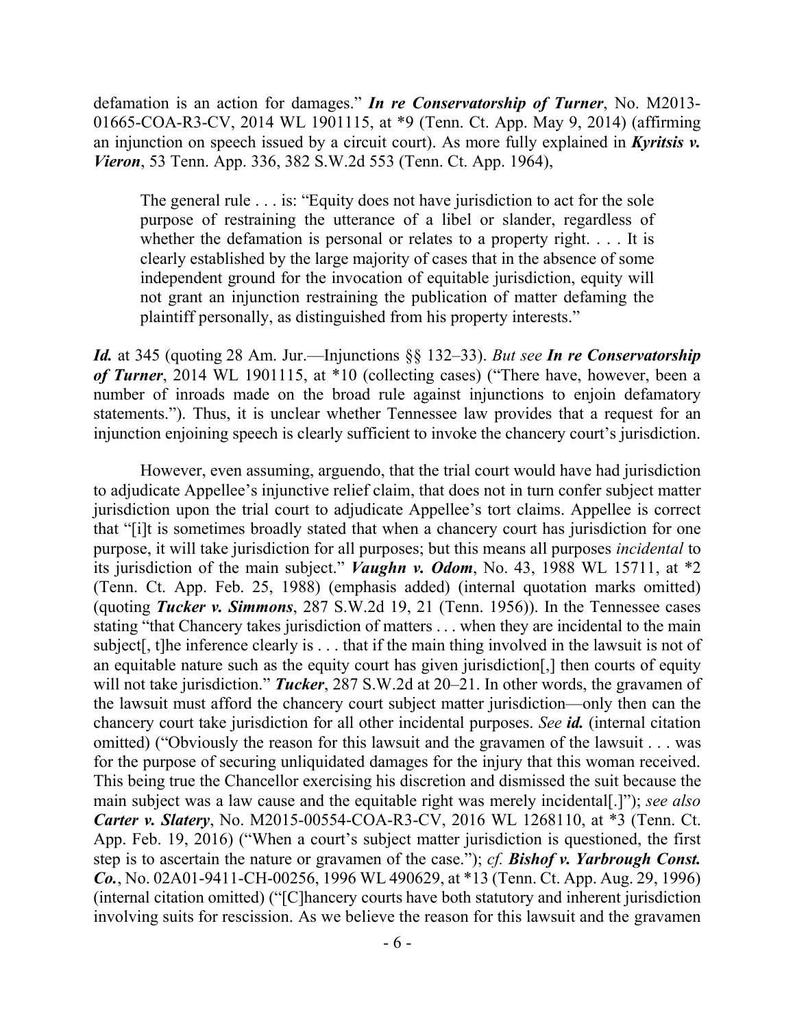defamation is an action for damages." ***In re Conservatorship of Turner***, No. M2013-01665-COA-R3-CV, 2014 WL 1901115, at *9 (Tenn. Ct. App. May 9, 2014) (affirming an injunction on speech issued by a circuit court). As more fully explained in ***Kyritsis v. Vieron***, 53 Tenn. App. 336, 382 S.W.2d 553 (Tenn. Ct. App. 1964),

> The general rule . . . is: "Equity does not have jurisdiction to act for the sole purpose of restraining the utterance of a libel or slander, regardless of whether the defamation is personal or relates to a property right. . . . It is clearly established by the large majority of cases that in the absence of some independent ground for the invocation of equitable jurisdiction, equity will not grant an injunction restraining the publication of matter defaming the plaintiff personally, as distinguished from his property interests."

***Id.*** at 345 (quoting 28 Am. Jur.—Injunctions §§ 132–33). *But see* ***In re Conservatorship of Turner***, 2014 WL 1901115, at *10 (collecting cases) ("There have, however, been a number of inroads made on the broad rule against injunctions to enjoin defamatory statements."). Thus, it is unclear whether Tennessee law provides that a request for an injunction enjoining speech is clearly sufficient to invoke the chancery court's jurisdiction.

However, even assuming, arguendo, that the trial court would have had jurisdiction to adjudicate Appellee's injunctive relief claim, that does not in turn confer subject matter jurisdiction upon the trial court to adjudicate Appellee's tort claims. Appellee is correct that "[i]t is sometimes broadly stated that when a chancery court has jurisdiction for one purpose, it will take jurisdiction for all purposes; but this means all purposes *incidental* to its jurisdiction of the main subject." ***Vaughn v. Odom***, No. 43, 1988 WL 15711, at *2 (Tenn. Ct. App. Feb. 25, 1988) (emphasis added) (internal quotation marks omitted) (quoting ***Tucker v. Simmons***, 287 S.W.2d 19, 21 (Tenn. 1956)). In the Tennessee cases stating "that Chancery takes jurisdiction of matters . . . when they are incidental to the main subject[, t]he inference clearly is . . . that if the main thing involved in the lawsuit is not of an equitable nature such as the equity court has given jurisdiction[,] then courts of equity will not take jurisdiction." ***Tucker***, 287 S.W.2d at 20–21. In other words, the gravamen of the lawsuit must afford the chancery court subject matter jurisdiction—only then can the chancery court take jurisdiction for all other incidental purposes. *See* ***id.*** (internal citation omitted) ("Obviously the reason for this lawsuit and the gravamen of the lawsuit . . . was for the purpose of securing unliquidated damages for the injury that this woman received. This being true the Chancellor exercising his discretion and dismissed the suit because the main subject was a law cause and the equitable right was merely incidental[.]"); *see also* ***Carter v. Slatery***, No. M2015-00554-COA-R3-CV, 2016 WL 1268110, at *3 (Tenn. Ct. App. Feb. 19, 2016) ("When a court's subject matter jurisdiction is questioned, the first step is to ascertain the nature or gravamen of the case."); *cf.* ***Bishof v. Yarbrough Const. Co.***, No. 02A01-9411-CH-00256, 1996 WL 490629, at *13 (Tenn. Ct. App. Aug. 29, 1996) (internal citation omitted) ("[C]hancery courts have both statutory and inherent jurisdiction involving suits for rescission. As we believe the reason for this lawsuit and the gravamen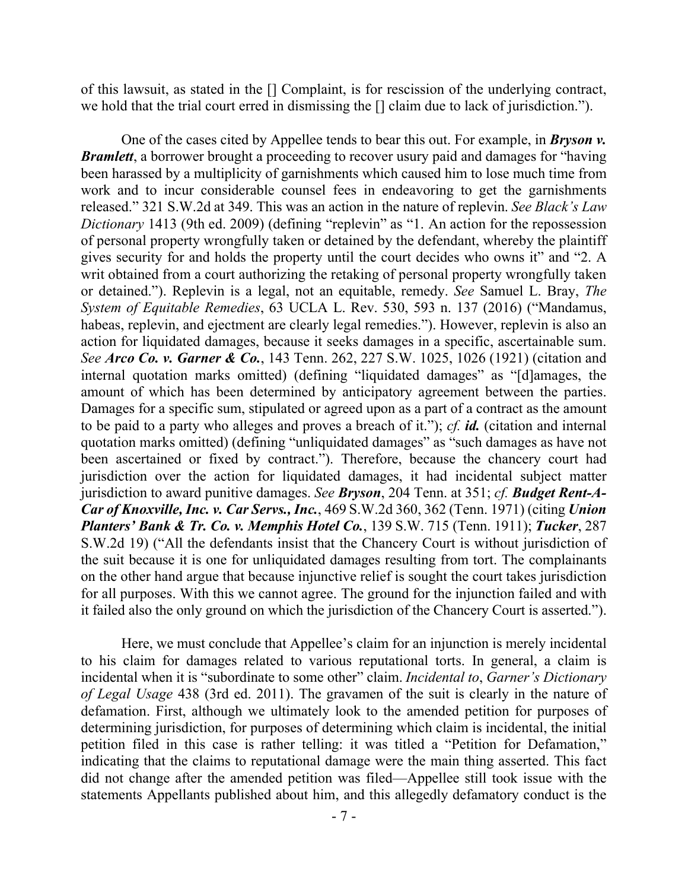of this lawsuit, as stated in the [] Complaint, is for rescission of the underlying contract, we hold that the trial court erred in dismissing the [] claim due to lack of jurisdiction.").

One of the cases cited by Appellee tends to bear this out. For example, in ***Bryson v. Bramlett***, a borrower brought a proceeding to recover usury paid and damages for "having been harassed by a multiplicity of garnishments which caused him to lose much time from work and to incur considerable counsel fees in endeavoring to get the garnishments released." 321 S.W.2d at 349. This was an action in the nature of replevin. *See Black's Law Dictionary* 1413 (9th ed. 2009) (defining "replevin" as "1. An action for the repossession of personal property wrongfully taken or detained by the defendant, whereby the plaintiff gives security for and holds the property until the court decides who owns it" and "2. A writ obtained from a court authorizing the retaking of personal property wrongfully taken or detained."). Replevin is a legal, not an equitable, remedy. *See* Samuel L. Bray, *The System of Equitable Remedies*, 63 UCLA L. Rev. 530, 593 n. 137 (2016) ("Mandamus, habeas, replevin, and ejectment are clearly legal remedies."). However, replevin is also an action for liquidated damages, because it seeks damages in a specific, ascertainable sum. *See* ***Arco Co. v. Garner & Co.***, 143 Tenn. 262, 227 S.W. 1025, 1026 (1921) (citation and internal quotation marks omitted) (defining "liquidated damages" as "[d]amages, the amount of which has been determined by anticipatory agreement between the parties. Damages for a specific sum, stipulated or agreed upon as a part of a contract as the amount to be paid to a party who alleges and proves a breach of it."); *cf.* ***id.*** (citation and internal quotation marks omitted) (defining "unliquidated damages" as "such damages as have not been ascertained or fixed by contract."). Therefore, because the chancery court had jurisdiction over the action for liquidated damages, it had incidental subject matter jurisdiction to award punitive damages. *See* ***Bryson***, 204 Tenn. at 351; *cf.* ***Budget Rent-A-Car of Knoxville, Inc. v. Car Servs., Inc.***, 469 S.W.2d 360, 362 (Tenn. 1971) (citing ***Union Planters' Bank & Tr. Co. v. Memphis Hotel Co.***, 139 S.W. 715 (Tenn. 1911); ***Tucker***, 287 S.W.2d 19) ("All the defendants insist that the Chancery Court is without jurisdiction of the suit because it is one for unliquidated damages resulting from tort. The complainants on the other hand argue that because injunctive relief is sought the court takes jurisdiction for all purposes. With this we cannot agree. The ground for the injunction failed and with it failed also the only ground on which the jurisdiction of the Chancery Court is asserted.").

Here, we must conclude that Appellee's claim for an injunction is merely incidental to his claim for damages related to various reputational torts. In general, a claim is incidental when it is "subordinate to some other" claim. *Incidental to*, *Garner's Dictionary of Legal Usage* 438 (3rd ed. 2011). The gravamen of the suit is clearly in the nature of defamation. First, although we ultimately look to the amended petition for purposes of determining jurisdiction, for purposes of determining which claim is incidental, the initial petition filed in this case is rather telling: it was titled a "Petition for Defamation," indicating that the claims to reputational damage were the main thing asserted. This fact did not change after the amended petition was filed—Appellee still took issue with the statements Appellants published about him, and this allegedly defamatory conduct is the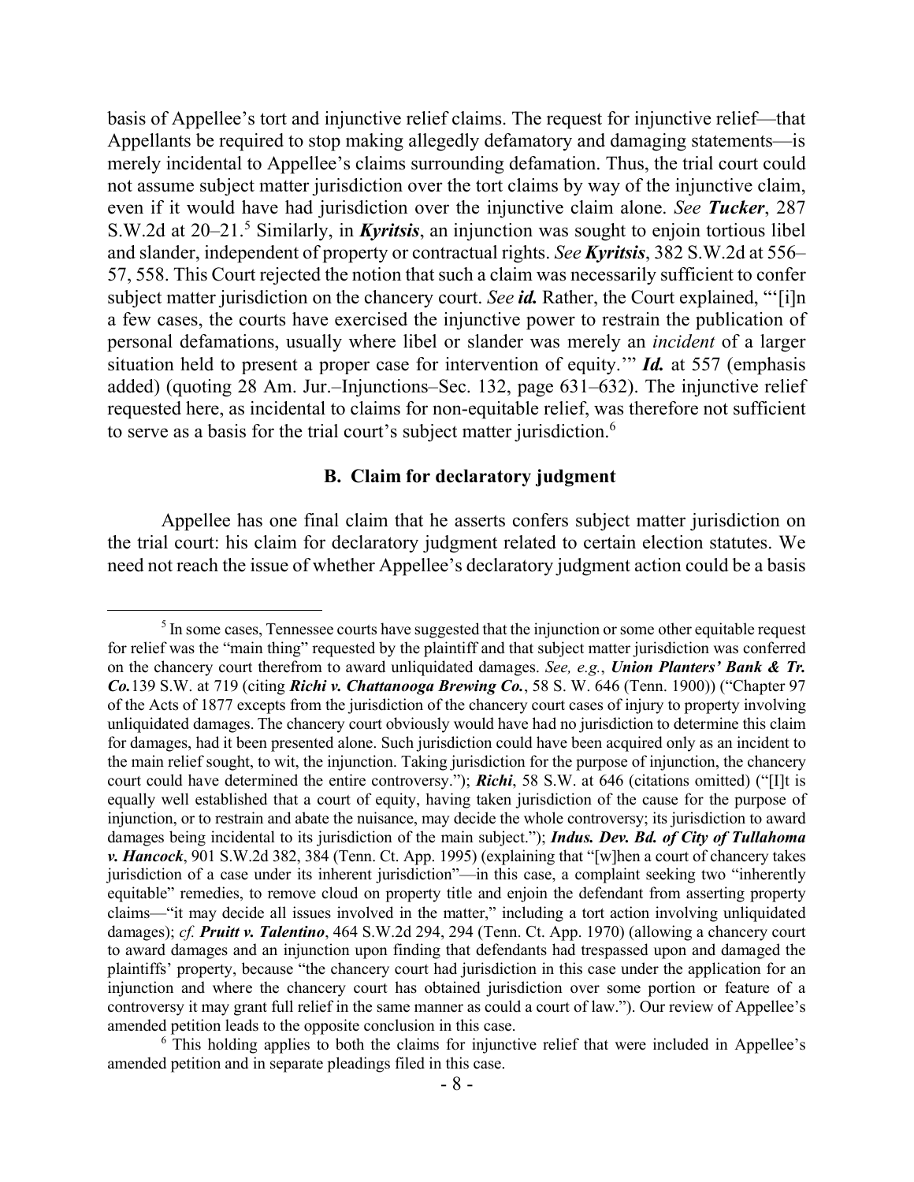basis of Appellee's tort and injunctive relief claims. The request for injunctive relief—that Appellants be required to stop making allegedly defamatory and damaging statements—is merely incidental to Appellee's claims surrounding defamation. Thus, the trial court could not assume subject matter jurisdiction over the tort claims by way of the injunctive claim, even if it would have had jurisdiction over the injunctive claim alone. *See* ***Tucker***, 287 S.W.2d at 20–21.[5] Similarly, in ***Kyritsis***, an injunction was sought to enjoin tortious libel and slander, independent of property or contractual rights. *See* ***Kyritsis***, 382 S.W.2d at 556–57, 558. This Court rejected the notion that such a claim was necessarily sufficient to confer subject matter jurisdiction on the chancery court. *See* ***id.*** Rather, the Court explained, "'[i]n a few cases, the courts have exercised the injunctive power to restrain the publication of personal defamations, usually where libel or slander was merely an *incident* of a larger situation held to present a proper case for intervention of equity.'" ***Id.*** at 557 (emphasis added) (quoting 28 Am. Jur.–Injunctions–Sec. 132, page 631–632). The injunctive relief requested here, as incidental to claims for non-equitable relief, was therefore not sufficient to serve as a basis for the trial court's subject matter jurisdiction.[6]

### B. Claim for declaratory judgment

Appellee has one final claim that he asserts confers subject matter jurisdiction on the trial court: his claim for declaratory judgment related to certain election statutes. We need not reach the issue of whether Appellee's declaratory judgment action could be a basis

---

[5] In some cases, Tennessee courts have suggested that the injunction or some other equitable request for relief was the "main thing" requested by the plaintiff and that subject matter jurisdiction was conferred on the chancery court therefrom to award unliquidated damages. *See, e.g.*, ***Union Planters' Bank & Tr. Co.***139 S.W. at 719 (citing ***Richi v. Chattanooga Brewing Co.***, 58 S. W. 646 (Tenn. 1900)) ("Chapter 97 of the Acts of 1877 excepts from the jurisdiction of the chancery court cases of injury to property involving unliquidated damages. The chancery court obviously would have had no jurisdiction to determine this claim for damages, had it been presented alone. Such jurisdiction could have been acquired only as an incident to the main relief sought, to wit, the injunction. Taking jurisdiction for the purpose of injunction, the chancery court could have determined the entire controversy."); ***Richi***, 58 S.W. at 646 (citations omitted) ("[I]t is equally well established that a court of equity, having taken jurisdiction of the cause for the purpose of injunction, or to restrain and abate the nuisance, may decide the whole controversy; its jurisdiction to award damages being incidental to its jurisdiction of the main subject."); ***Indus. Dev. Bd. of City of Tullahoma v. Hancock***, 901 S.W.2d 382, 384 (Tenn. Ct. App. 1995) (explaining that "[w]hen a court of chancery takes jurisdiction of a case under its inherent jurisdiction"—in this case, a complaint seeking two "inherently equitable" remedies, to remove cloud on property title and enjoin the defendant from asserting property claims—"it may decide all issues involved in the matter," including a tort action involving unliquidated damages); *cf.* ***Pruitt v. Talentino***, 464 S.W.2d 294, 294 (Tenn. Ct. App. 1970) (allowing a chancery court to award damages and an injunction upon finding that defendants had trespassed upon and damaged the plaintiffs' property, because "the chancery court had jurisdiction in this case under the application for an injunction and where the chancery court has obtained jurisdiction over some portion or feature of a controversy it may grant full relief in the same manner as could a court of law."). Our review of Appellee's amended petition leads to the opposite conclusion in this case.

[6] This holding applies to both the claims for injunctive relief that were included in Appellee's amended petition and in separate pleadings filed in this case.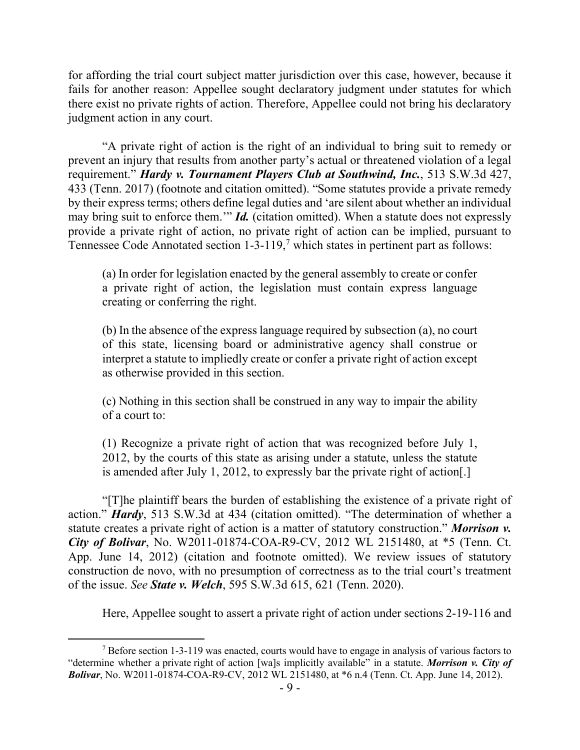for affording the trial court subject matter jurisdiction over this case, however, because it fails for another reason: Appellee sought declaratory judgment under statutes for which there exist no private rights of action. Therefore, Appellee could not bring his declaratory judgment action in any court.

"A private right of action is the right of an individual to bring suit to remedy or prevent an injury that results from another party's actual or threatened violation of a legal requirement." ***Hardy v. Tournament Players Club at Southwind, Inc.***, 513 S.W.3d 427, 433 (Tenn. 2017) (footnote and citation omitted). "Some statutes provide a private remedy by their express terms; others define legal duties and 'are silent about whether an individual may bring suit to enforce them.'" ***Id.*** (citation omitted). When a statute does not expressly provide a private right of action, no private right of action can be implied, pursuant to Tennessee Code Annotated section 1-3-119,[7] which states in pertinent part as follows:

> (a) In order for legislation enacted by the general assembly to create or confer a private right of action, the legislation must contain express language creating or conferring the right.
>
> (b) In the absence of the express language required by subsection (a), no court of this state, licensing board or administrative agency shall construe or interpret a statute to impliedly create or confer a private right of action except as otherwise provided in this section.
>
> (c) Nothing in this section shall be construed in any way to impair the ability of a court to:
>
> (1) Recognize a private right of action that was recognized before July 1, 2012, by the courts of this state as arising under a statute, unless the statute is amended after July 1, 2012, to expressly bar the private right of action[.]

"[T]he plaintiff bears the burden of establishing the existence of a private right of action." ***Hardy***, 513 S.W.3d at 434 (citation omitted). "The determination of whether a statute creates a private right of action is a matter of statutory construction." ***Morrison v. City of Bolivar***, No. W2011-01874-COA-R9-CV, 2012 WL 2151480, at *5 (Tenn. Ct. App. June 14, 2012) (citation and footnote omitted). We review issues of statutory construction de novo, with no presumption of correctness as to the trial court's treatment of the issue. *See* ***State v. Welch***, 595 S.W.3d 615, 621 (Tenn. 2020).

Here, Appellee sought to assert a private right of action under sections 2-19-116 and

---

[7] Before section 1-3-119 was enacted, courts would have to engage in analysis of various factors to "determine whether a private right of action [wa]s implicitly available" in a statute. ***Morrison v. City of Bolivar***, No. W2011-01874-COA-R9-CV, 2012 WL 2151480, at *6 n.4 (Tenn. Ct. App. June 14, 2012).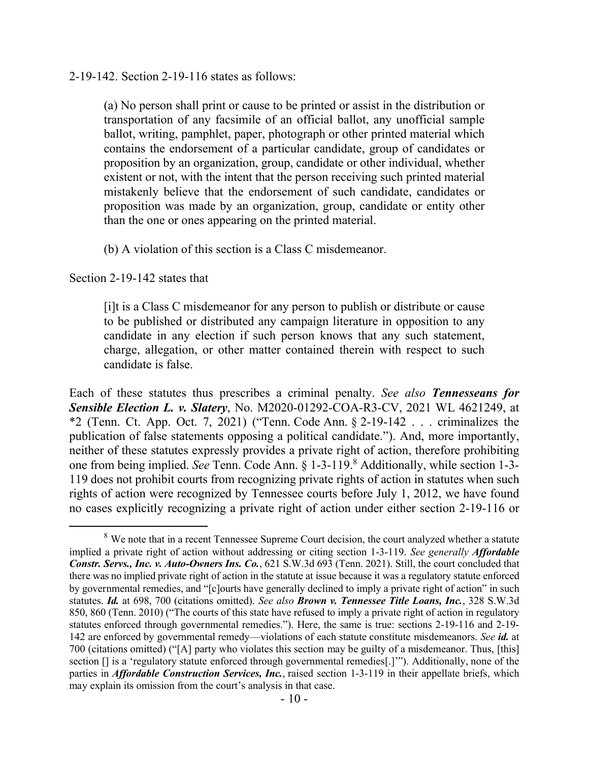2-19-142. Section 2-19-116 states as follows:

> (a) No person shall print or cause to be printed or assist in the distribution or transportation of any facsimile of an official ballot, any unofficial sample ballot, writing, pamphlet, paper, photograph or other printed material which contains the endorsement of a particular candidate, group of candidates or proposition by an organization, group, candidate or other individual, whether existent or not, with the intent that the person receiving such printed material mistakenly believe that the endorsement of such candidate, candidates or proposition was made by an organization, group, candidate or entity other than the one or ones appearing on the printed material.
>
> (b) A violation of this section is a Class C misdemeanor.

Section 2-19-142 states that

> [i]t is a Class C misdemeanor for any person to publish or distribute or cause to be published or distributed any campaign literature in opposition to any candidate in any election if such person knows that any such statement, charge, allegation, or other matter contained therein with respect to such candidate is false.

Each of these statutes thus prescribes a criminal penalty. *See also* ***Tennesseans for Sensible Election L. v. Slatery***, No. M2020-01292-COA-R3-CV, 2021 WL 4621249, at *2 (Tenn. Ct. App. Oct. 7, 2021) ("Tenn. Code Ann. § 2-19-142 . . . criminalizes the publication of false statements opposing a political candidate."). And, more importantly, neither of these statutes expressly provides a private right of action, therefore prohibiting one from being implied. *See* Tenn. Code Ann. § 1-3-119.[8] Additionally, while section 1-3-119 does not prohibit courts from recognizing private rights of action in statutes when such rights of action were recognized by Tennessee courts before July 1, 2012, we have found no cases explicitly recognizing a private right of action under either section 2-19-116 or

---

[8] We note that in a recent Tennessee Supreme Court decision, the court analyzed whether a statute implied a private right of action without addressing or citing section 1-3-119. *See generally* ***Affordable Constr. Servs., Inc. v. Auto-Owners Ins. Co.***, 621 S.W.3d 693 (Tenn. 2021). Still, the court concluded that there was no implied private right of action in the statute at issue because it was a regulatory statute enforced by governmental remedies, and "[c]ourts have generally declined to imply a private right of action" in such statutes. ***Id.*** at 698, 700 (citations omitted). *See also* ***Brown v. Tennessee Title Loans, Inc.***, 328 S.W.3d 850, 860 (Tenn. 2010) ("The courts of this state have refused to imply a private right of action in regulatory statutes enforced through governmental remedies."). Here, the same is true: sections 2-19-116 and 2-19-142 are enforced by governmental remedy—violations of each statute constitute misdemeanors. *See* ***id.*** at 700 (citations omitted) ("[A] party who violates this section may be guilty of a misdemeanor. Thus, [this] section [] is a 'regulatory statute enforced through governmental remedies[.]'"). Additionally, none of the parties in ***Affordable Construction Services, Inc.***, raised section 1-3-119 in their appellate briefs, which may explain its omission from the court's analysis in that case.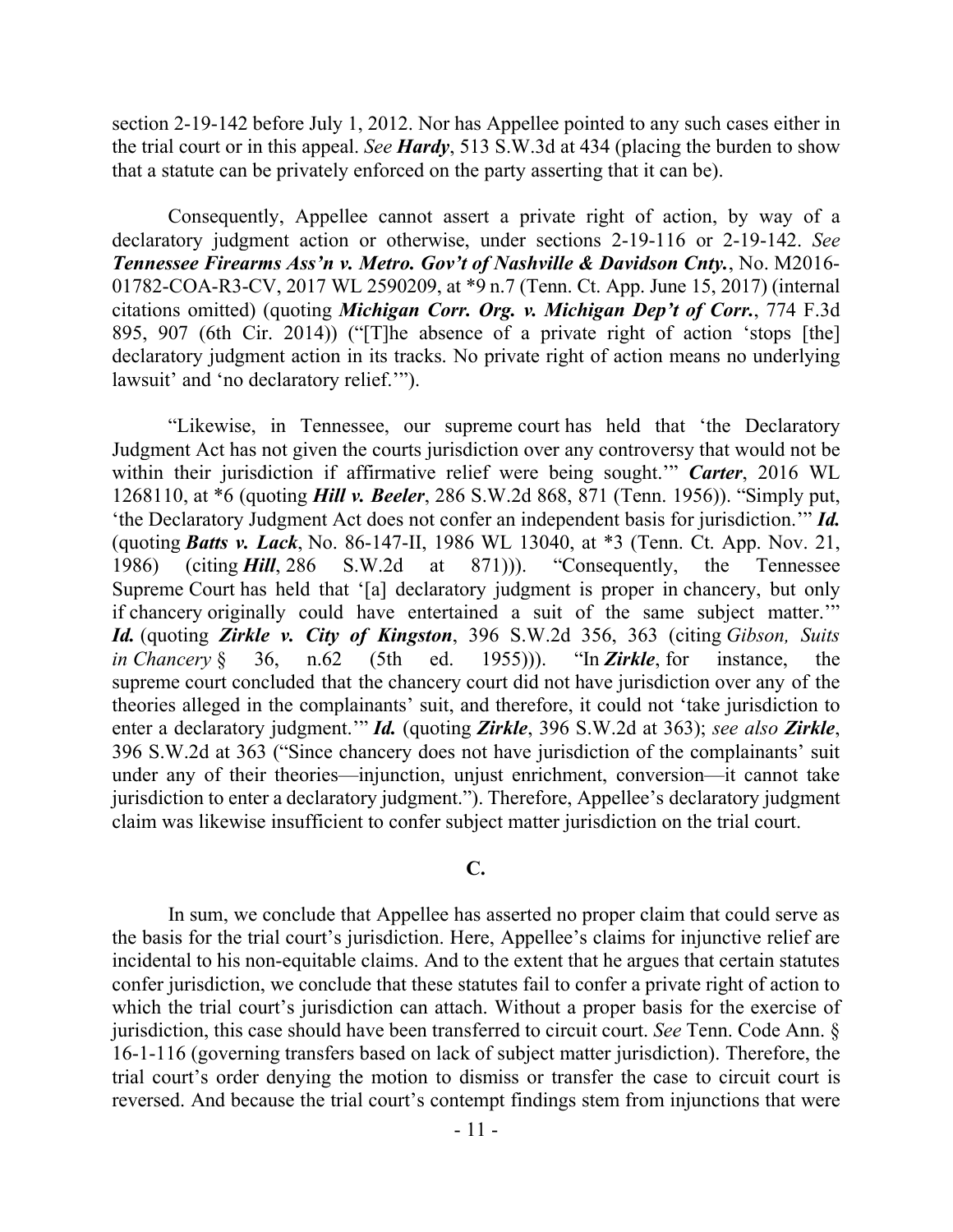section 2-19-142 before July 1, 2012. Nor has Appellee pointed to any such cases either in the trial court or in this appeal. *See* ***Hardy***, 513 S.W.3d at 434 (placing the burden to show that a statute can be privately enforced on the party asserting that it can be).

Consequently, Appellee cannot assert a private right of action, by way of a declaratory judgment action or otherwise, under sections 2-19-116 or 2-19-142. *See* ***Tennessee Firearms Ass'n v. Metro. Gov't of Nashville & Davidson Cnty.***, No. M2016-01782-COA-R3-CV, 2017 WL 2590209, at *9 n.7 (Tenn. Ct. App. June 15, 2017) (internal citations omitted) (quoting ***Michigan Corr. Org. v. Michigan Dep't of Corr.***, 774 F.3d 895, 907 (6th Cir. 2014)) ("[T]he absence of a private right of action 'stops [the] declaratory judgment action in its tracks. No private right of action means no underlying lawsuit' and 'no declaratory relief.'").

"Likewise, in Tennessee, our supreme court has held that 'the Declaratory Judgment Act has not given the courts jurisdiction over any controversy that would not be within their jurisdiction if affirmative relief were being sought.'" ***Carter***, 2016 WL 1268110, at *6 (quoting ***Hill v. Beeler***, 286 S.W.2d 868, 871 (Tenn. 1956)). "Simply put, 'the Declaratory Judgment Act does not confer an independent basis for jurisdiction.'" ***Id.*** (quoting ***Batts v. Lack***, No. 86-147-II, 1986 WL 13040, at *3 (Tenn. Ct. App. Nov. 21, 1986) (citing ***Hill***, 286 S.W.2d at 871))). "Consequently, the Tennessee Supreme Court has held that '[a] declaratory judgment is proper in chancery, but only if chancery originally could have entertained a suit of the same subject matter.'" ***Id.*** (quoting ***Zirkle v. City of Kingston***, 396 S.W.2d 356, 363 (citing *Gibson, Suits in Chancery* § 36, n.62 (5th ed. 1955))). "In ***Zirkle***, for instance, the supreme court concluded that the chancery court did not have jurisdiction over any of the theories alleged in the complainants' suit, and therefore, it could not 'take jurisdiction to enter a declaratory judgment.'" ***Id.*** (quoting ***Zirkle***, 396 S.W.2d at 363); *see also* ***Zirkle***, 396 S.W.2d at 363 ("Since chancery does not have jurisdiction of the complainants' suit under any of their theories—injunction, unjust enrichment, conversion—it cannot take jurisdiction to enter a declaratory judgment."). Therefore, Appellee's declaratory judgment claim was likewise insufficient to confer subject matter jurisdiction on the trial court.

**C.**

In sum, we conclude that Appellee has asserted no proper claim that could serve as the basis for the trial court's jurisdiction. Here, Appellee's claims for injunctive relief are incidental to his non-equitable claims. And to the extent that he argues that certain statutes confer jurisdiction, we conclude that these statutes fail to confer a private right of action to which the trial court's jurisdiction can attach. Without a proper basis for the exercise of jurisdiction, this case should have been transferred to circuit court. *See* Tenn. Code Ann. § 16-1-116 (governing transfers based on lack of subject matter jurisdiction). Therefore, the trial court's order denying the motion to dismiss or transfer the case to circuit court is reversed. And because the trial court's contempt findings stem from injunctions that were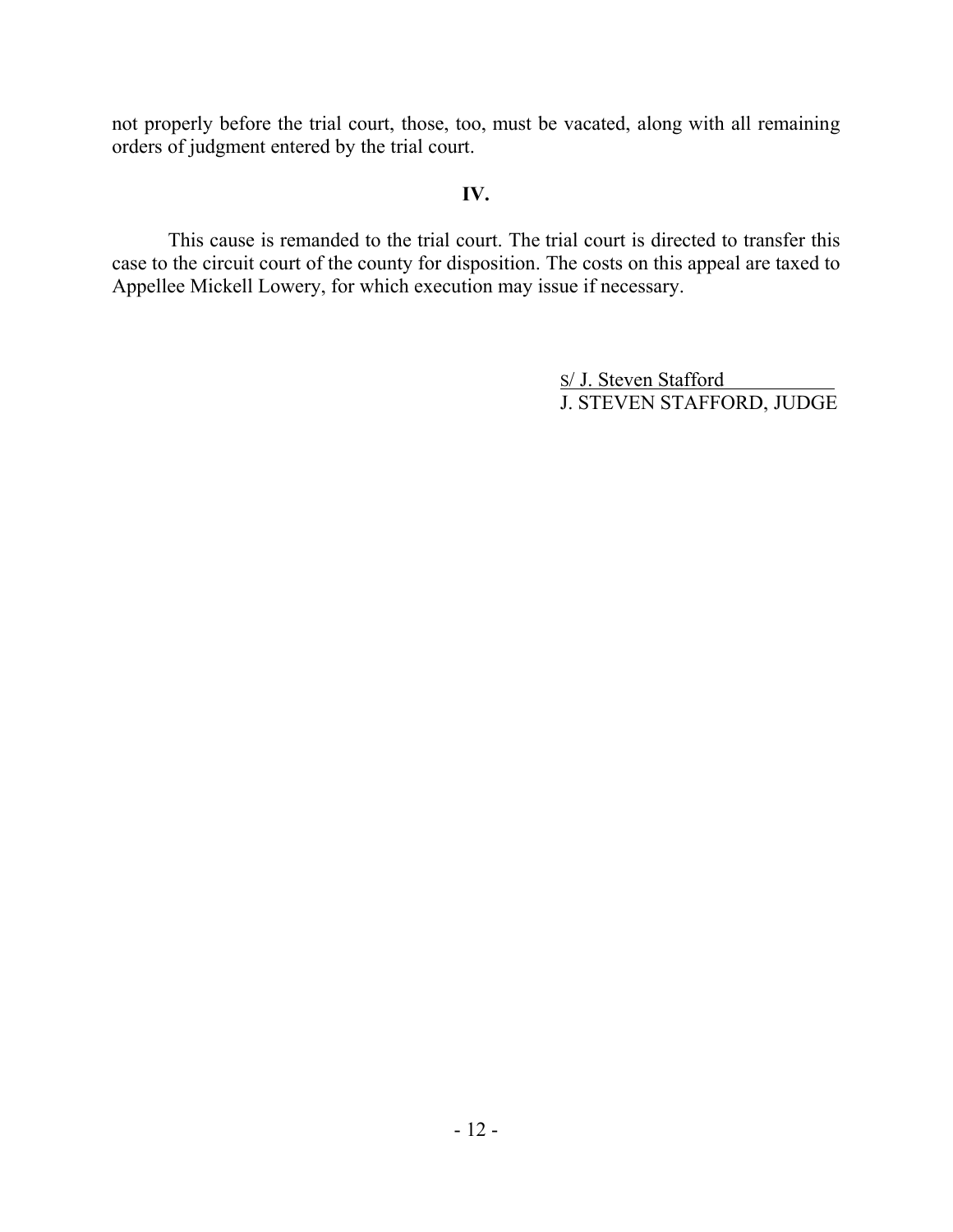not properly before the trial court, those, too, must be vacated, along with all remaining orders of judgment entered by the trial court.

## IV.

This cause is remanded to the trial court. The trial court is directed to transfer this case to the circuit court of the county for disposition. The costs on this appeal are taxed to Appellee Mickell Lowery, for which execution may issue if necessary.

S/ J. Steven Stafford
J. STEVEN STAFFORD, JUDGE